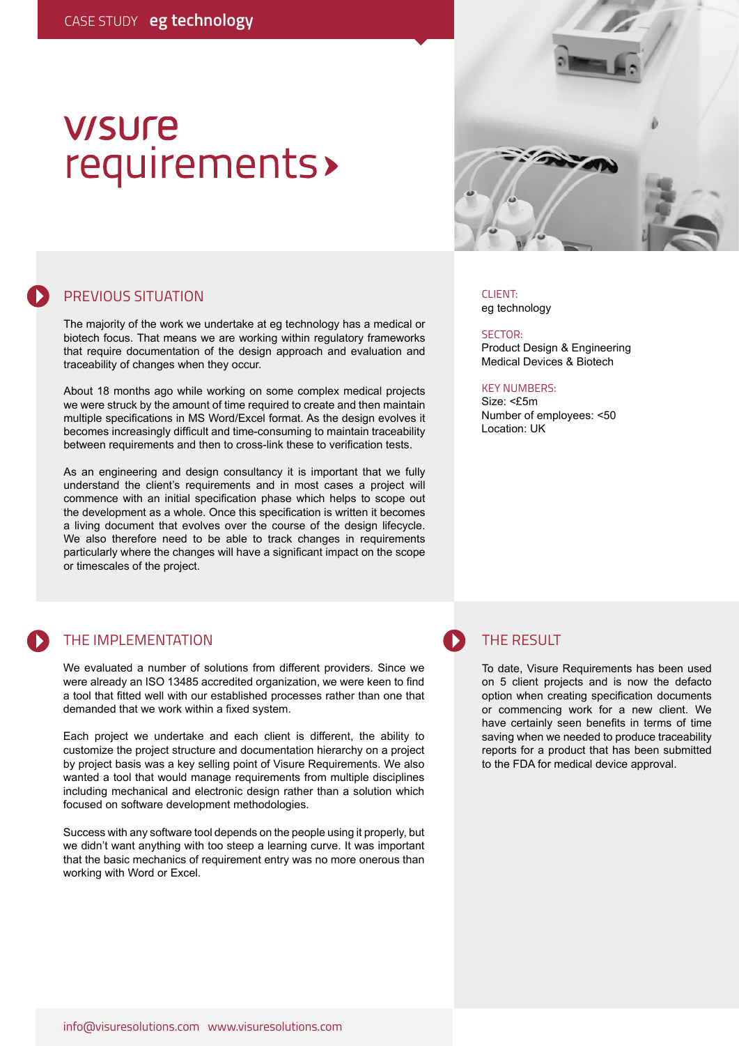CASE STUDY **eg technology**

# visure requirements

## PREVIOUS SITUATION

The majority of the work we undertake at eg technology has a medical or biotech focus. That means we are working within regulatory frameworks that require documentation of the design approach and evaluation and traceability of changes when they occur.

About 18 months ago while working on some complex medical projects we were struck by the amount of time required to create and then maintain multiple specifications in MS Word/Excel format. As the design evolves it becomes increasingly difficult and time-consuming to maintain traceability between requirements and then to cross-link these to verification tests.

As an engineering and design consultancy it is important that we fully understand the client's requirements and in most cases a project will commence with an initial specification phase which helps to scope out the development as a whole. Once this specification is written it becomes a living document that evolves over the course of the design lifecycle. We also therefore need to be able to track changes in requirements particularly where the changes will have a significant impact on the scope or timescales of the project.

CLIENT:
eg technology

SECTOR:
Product Design & Engineering
Medical Devices & Biotech

KEY NUMBERS:
Size: <£5m
Number of employees: <50
Location: UK

## THE IMPLEMENTATION

We evaluated a number of solutions from different providers. Since we were already an ISO 13485 accredited organization, we were keen to find a tool that fitted well with our established processes rather than one that demanded that we work within a fixed system.

Each project we undertake and each client is different, the ability to customize the project structure and documentation hierarchy on a project by project basis was a key selling point of Visure Requirements. We also wanted a tool that would manage requirements from multiple disciplines including mechanical and electronic design rather than a solution which focused on software development methodologies.

Success with any software tool depends on the people using it properly, but we didn't want anything with too steep a learning curve. It was important that the basic mechanics of requirement entry was no more onerous than working with Word or Excel.

## THE RESULT

To date, Visure Requirements has been used on 5 client projects and is now the defacto option when creating specification documents or commencing work for a new client. We have certainly seen benefits in terms of time saving when we needed to produce traceability reports for a product that has been submitted to the FDA for medical device approval.

info@visuresolutions.com www.visuresolutions.com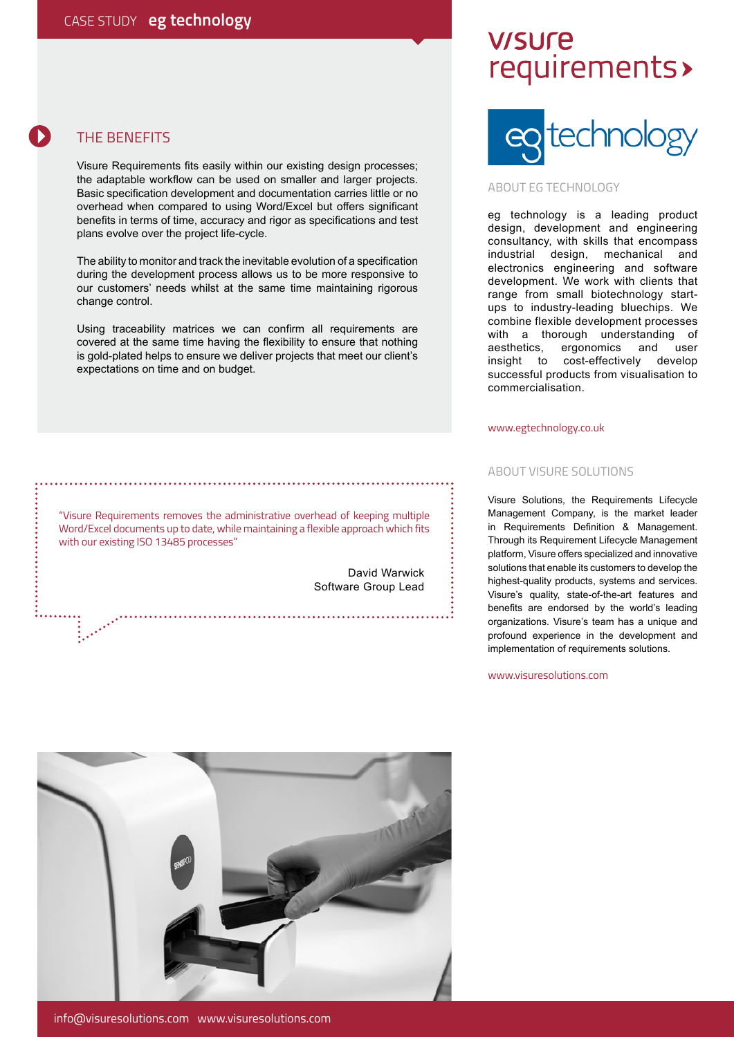## THE BENEFITS

Visure Requirements fits easily within our existing design processes; the adaptable workflow can be used on smaller and larger projects. Basic specification development and documentation carries little or no overhead when compared to using Word/Excel but offers significant benefits in terms of time, accuracy and rigor as specifications and test plans evolve over the project life-cycle.

The ability to monitor and track the inevitable evolution of a specification during the development process allows us to be more responsive to our customers' needs whilst at the same time maintaining rigorous change control.

Using traceability matrices we can confirm all requirements are covered at the same time having the flexibility to ensure that nothing is gold-plated helps to ensure we deliver projects that meet our client's expectations on time and on budget.

"Visure Requirements removes the administrative overhead of keeping multiple Word/Excel documents up to date, while maintaining a flexible approach which fits with our existing ISO 13485 processes"

David Warwick
Software Group Lead

## ABOUT EG TECHNOLOGY

eg technology is a leading product design, development and engineering consultancy, with skills that encompass industrial design, mechanical and electronics engineering and software development. We work with clients that range from small biotechnology start-ups to industry-leading bluechips. We combine flexible development processes with a thorough understanding of aesthetics, ergonomics and user insight to cost-effectively develop successful products from visualisation to commercialisation.

www.egtechnology.co.uk

## ABOUT VISURE SOLUTIONS

Visure Solutions, the Requirements Lifecycle Management Company, is the market leader in Requirements Definition & Management. Through its Requirement Lifecycle Management platform, Visure offers specialized and innovative solutions that enable its customers to develop the highest-quality products, systems and services. Visure's quality, state-of-the-art features and benefits are endorsed by the world's leading organizations. Visure's team has a unique and profound experience in the development and implementation of requirements solutions.

www.visuresolutions.com

info@visuresolutions.com www.visuresolutions.com